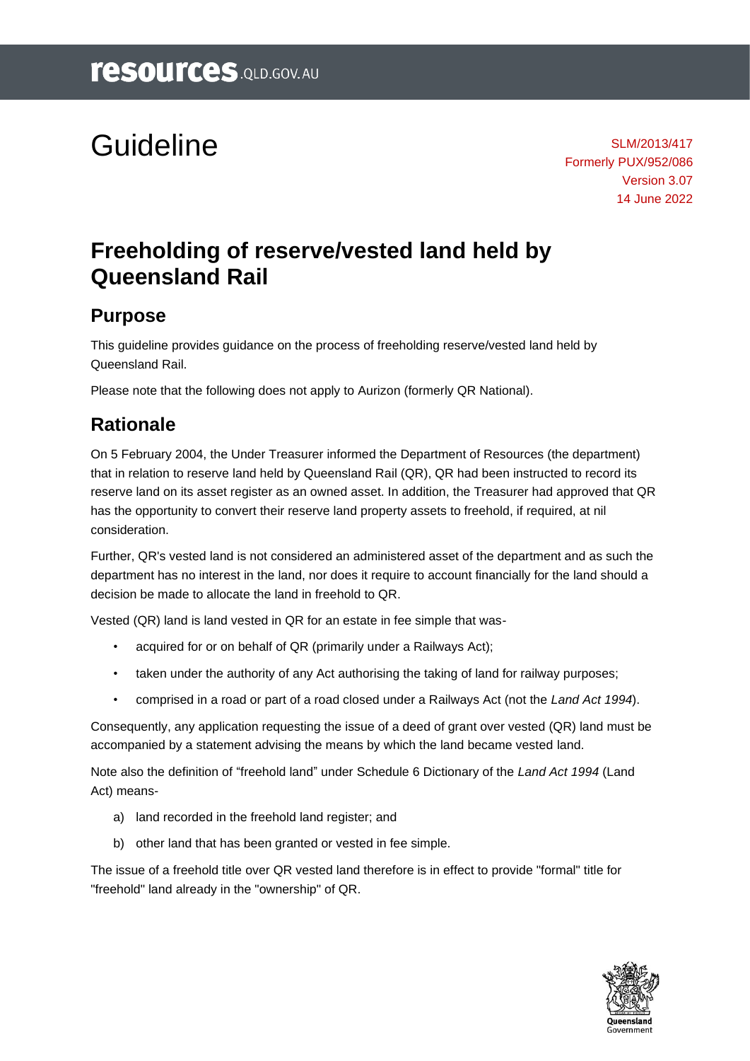resources.QLD.GOV.AU

# Guideline

SLM/2013/417
Formerly PUX/952/086
Version 3.07
14 June 2022

# Freeholding of reserve/vested land held by Queensland Rail

## Purpose

This guideline provides guidance on the process of freeholding reserve/vested land held by Queensland Rail.

Please note that the following does not apply to Aurizon (formerly QR National).

## Rationale

On 5 February 2004, the Under Treasurer informed the Department of Resources (the department) that in relation to reserve land held by Queensland Rail (QR), QR had been instructed to record its reserve land on its asset register as an owned asset. In addition, the Treasurer had approved that QR has the opportunity to convert their reserve land property assets to freehold, if required, at nil consideration.

Further, QR's vested land is not considered an administered asset of the department and as such the department has no interest in the land, nor does it require to account financially for the land should a decision be made to allocate the land in freehold to QR.

Vested (QR) land is land vested in QR for an estate in fee simple that was-

- acquired for or on behalf of QR (primarily under a Railways Act);
- taken under the authority of any Act authorising the taking of land for railway purposes;
- comprised in a road or part of a road closed under a Railways Act (not the *Land Act 1994*).

Consequently, any application requesting the issue of a deed of grant over vested (QR) land must be accompanied by a statement advising the means by which the land became vested land.

Note also the definition of "freehold land" under Schedule 6 Dictionary of the *Land Act 1994* (Land Act) means-

a) land recorded in the freehold land register; and

b) other land that has been granted or vested in fee simple.

The issue of a freehold title over QR vested land therefore is in effect to provide "formal" title for "freehold" land already in the "ownership" of QR.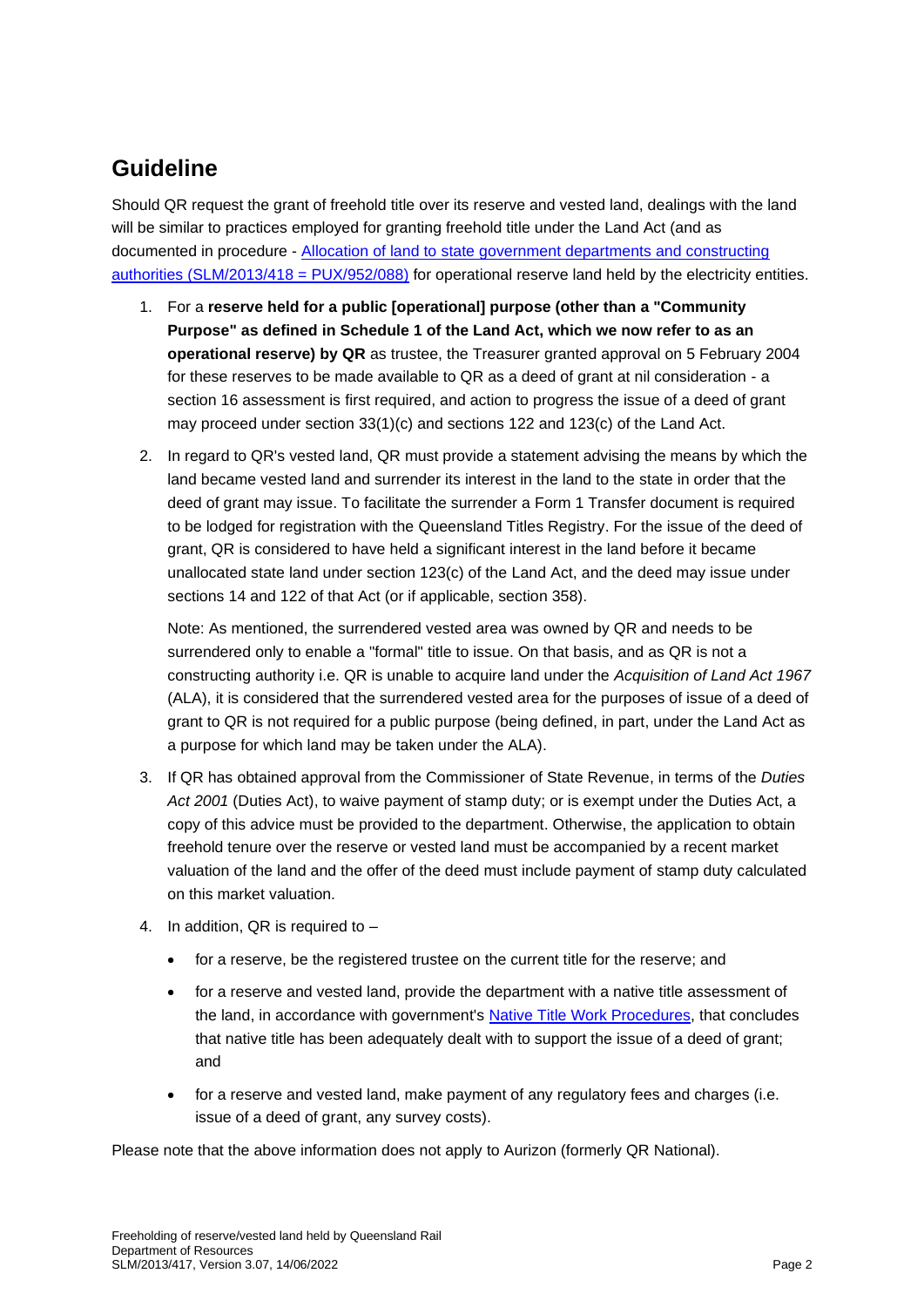## Guideline

Should QR request the grant of freehold title over its reserve and vested land, dealings with the land will be similar to practices employed for granting freehold title under the Land Act (and as documented in procedure - [Allocation of land to state government departments and constructing authorities (SLM/2013/418 = PUX/952/088)]() for operational reserve land held by the electricity entities.

1. For a **reserve held for a public [operational] purpose (other than a "Community Purpose" as defined in Schedule 1 of the Land Act, which we now refer to as an operational reserve) by QR** as trustee, the Treasurer granted approval on 5 February 2004 for these reserves to be made available to QR as a deed of grant at nil consideration - a section 16 assessment is first required, and action to progress the issue of a deed of grant may proceed under section 33(1)(c) and sections 122 and 123(c) of the Land Act.

2. In regard to QR's vested land, QR must provide a statement advising the means by which the land became vested land and surrender its interest in the land to the state in order that the deed of grant may issue. To facilitate the surrender a Form 1 Transfer document is required to be lodged for registration with the Queensland Titles Registry. For the issue of the deed of grant, QR is considered to have held a significant interest in the land before it became unallocated state land under section 123(c) of the Land Act, and the deed may issue under sections 14 and 122 of that Act (or if applicable, section 358).

   Note: As mentioned, the surrendered vested area was owned by QR and needs to be surrendered only to enable a "formal" title to issue. On that basis, and as QR is not a constructing authority i.e. QR is unable to acquire land under the *Acquisition of Land Act 1967* (ALA), it is considered that the surrendered vested area for the purposes of issue of a deed of grant to QR is not required for a public purpose (being defined, in part, under the Land Act as a purpose for which land may be taken under the ALA).

3. If QR has obtained approval from the Commissioner of State Revenue, in terms of the *Duties Act 2001* (Duties Act), to waive payment of stamp duty; or is exempt under the Duties Act, a copy of this advice must be provided to the department. Otherwise, the application to obtain freehold tenure over the reserve or vested land must be accompanied by a recent market valuation of the land and the offer of the deed must include payment of stamp duty calculated on this market valuation.

4. In addition, QR is required to –

   - for a reserve, be the registered trustee on the current title for the reserve; and
   - for a reserve and vested land, provide the department with a native title assessment of the land, in accordance with government's [Native Title Work Procedures](), that concludes that native title has been adequately dealt with to support the issue of a deed of grant; and
   - for a reserve and vested land, make payment of any regulatory fees and charges (i.e. issue of a deed of grant, any survey costs).

Please note that the above information does not apply to Aurizon (formerly QR National).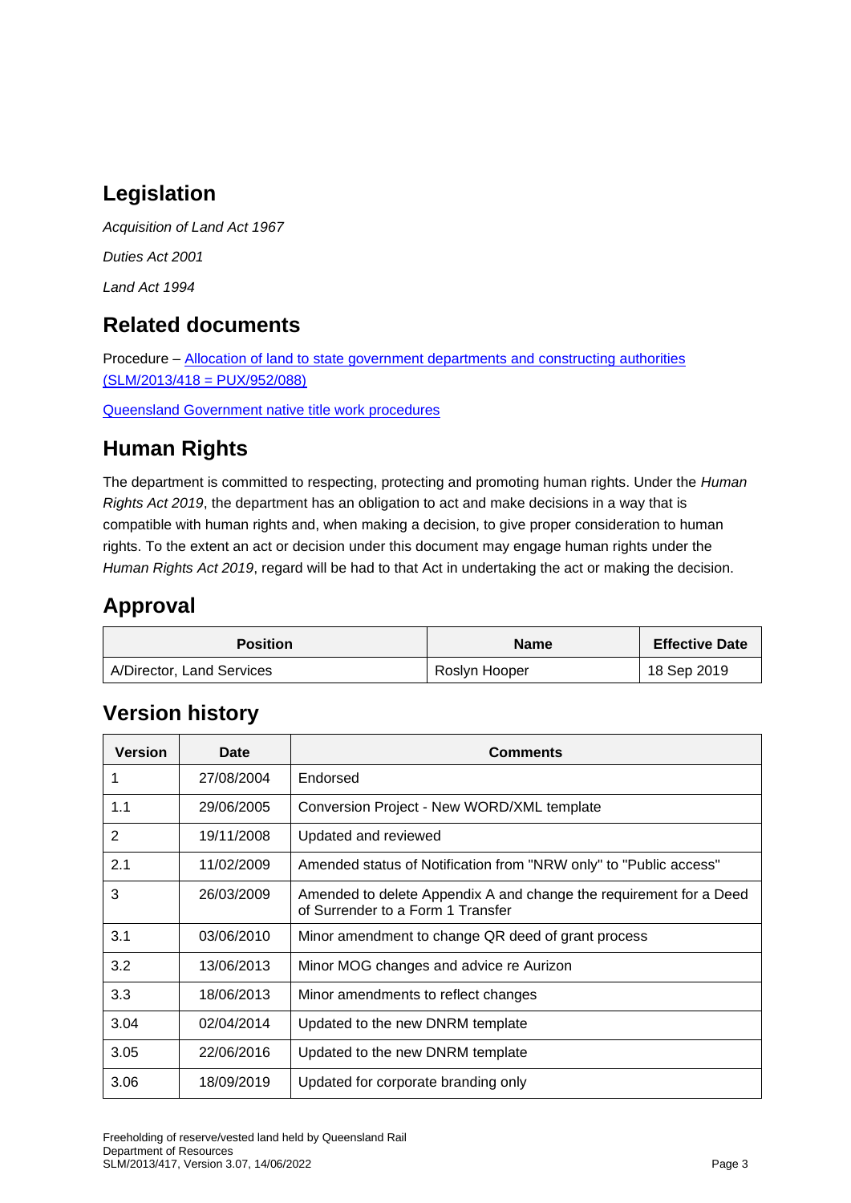## Legislation

*Acquisition of Land Act 1967*

*Duties Act 2001*

*Land Act 1994*

## Related documents

Procedure – [Allocation of land to state government departments and constructing authorities (SLM/2013/418 = PUX/952/088)]()

[Queensland Government native title work procedures]()

## Human Rights

The department is committed to respecting, protecting and promoting human rights. Under the *Human Rights Act 2019*, the department has an obligation to act and make decisions in a way that is compatible with human rights and, when making a decision, to give proper consideration to human rights. To the extent an act or decision under this document may engage human rights under the *Human Rights Act 2019*, regard will be had to that Act in undertaking the act or making the decision.

## Approval

| Position | Name | Effective Date |
|---|---|---|
| A/Director, Land Services | Roslyn Hooper | 18 Sep 2019 |

## Version history

| Version | Date | Comments |
|---|---|---|
| 1 | 27/08/2004 | Endorsed |
| 1.1 | 29/06/2005 | Conversion Project - New WORD/XML template |
| 2 | 19/11/2008 | Updated and reviewed |
| 2.1 | 11/02/2009 | Amended status of Notification from "NRW only" to "Public access" |
| 3 | 26/03/2009 | Amended to delete Appendix A and change the requirement for a Deed of Surrender to a Form 1 Transfer |
| 3.1 | 03/06/2010 | Minor amendment to change QR deed of grant process |
| 3.2 | 13/06/2013 | Minor MOG changes and advice re Aurizon |
| 3.3 | 18/06/2013 | Minor amendments to reflect changes |
| 3.04 | 02/04/2014 | Updated to the new DNRM template |
| 3.05 | 22/06/2016 | Updated to the new DNRM template |
| 3.06 | 18/09/2019 | Updated for corporate branding only |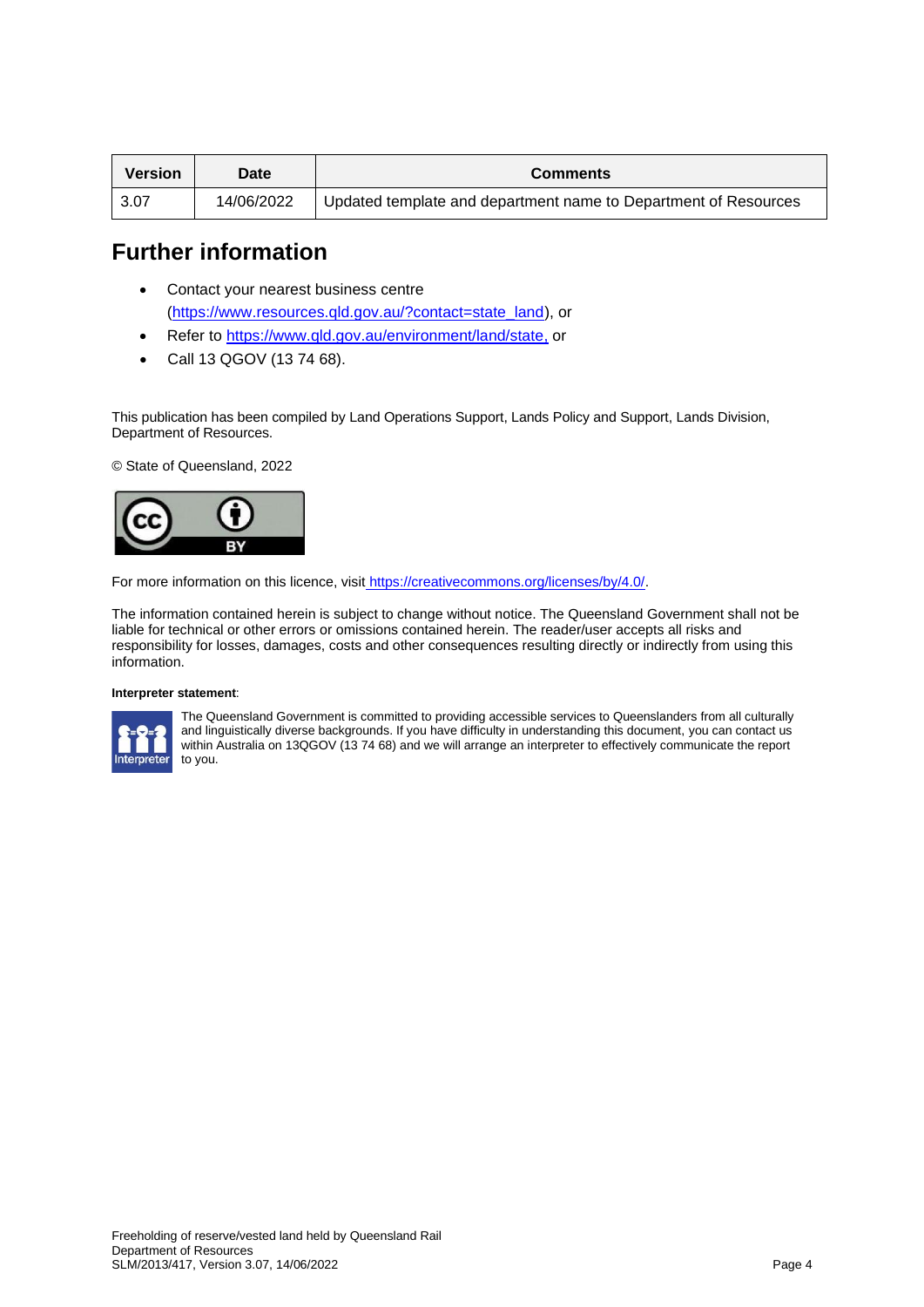| Version | Date | Comments |
|---|---|---|
| 3.07 | 14/06/2022 | Updated template and department name to Department of Resources |

## Further information

- Contact your nearest business centre (https://www.resources.qld.gov.au/?contact=state_land), or
- Refer to https://www.qld.gov.au/environment/land/state, or
- Call 13 QGOV (13 74 68).

This publication has been compiled by Land Operations Support, Lands Policy and Support, Lands Division, Department of Resources.

© State of Queensland, 2022

For more information on this licence, visit https://creativecommons.org/licenses/by/4.0/.

The information contained herein is subject to change without notice. The Queensland Government shall not be liable for technical or other errors or omissions contained herein. The reader/user accepts all risks and responsibility for losses, damages, costs and other consequences resulting directly or indirectly from using this information.

**Interpreter statement**:

The Queensland Government is committed to providing accessible services to Queenslanders from all culturally and linguistically diverse backgrounds. If you have difficulty in understanding this document, you can contact us within Australia on 13QGOV (13 74 68) and we will arrange an interpreter to effectively communicate the report to you.